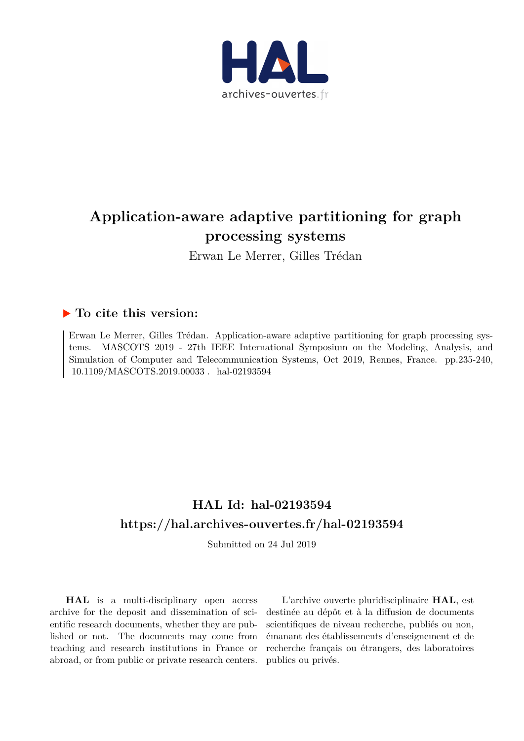# Application-aware adaptive partitioning for graph processing systems

Erwan Le Merrer, Gilles Trédan

## ▶ To cite this version:

Erwan Le Merrer, Gilles Trédan. Application-aware adaptive partitioning for graph processing systems. MASCOTS 2019 - 27th IEEE International Symposium on the Modeling, Analysis, and Simulation of Computer and Telecommunication Systems, Oct 2019, Rennes, France. pp.235-240, 10.1109/MASCOTS.2019.00033 . hal-02193594

## HAL Id: hal-02193594
## https://hal.archives-ouvertes.fr/hal-02193594

Submitted on 24 Jul 2019

**HAL** is a multi-disciplinary open access archive for the deposit and dissemination of scientific research documents, whether they are published or not. The documents may come from teaching and research institutions in France or abroad, or from public or private research centers.

L'archive ouverte pluridisciplinaire **HAL**, est destinée au dépôt et à la diffusion de documents scientifiques de niveau recherche, publiés ou non, émanant des établissements d'enseignement et de recherche français ou étrangers, des laboratoires publics ou privés.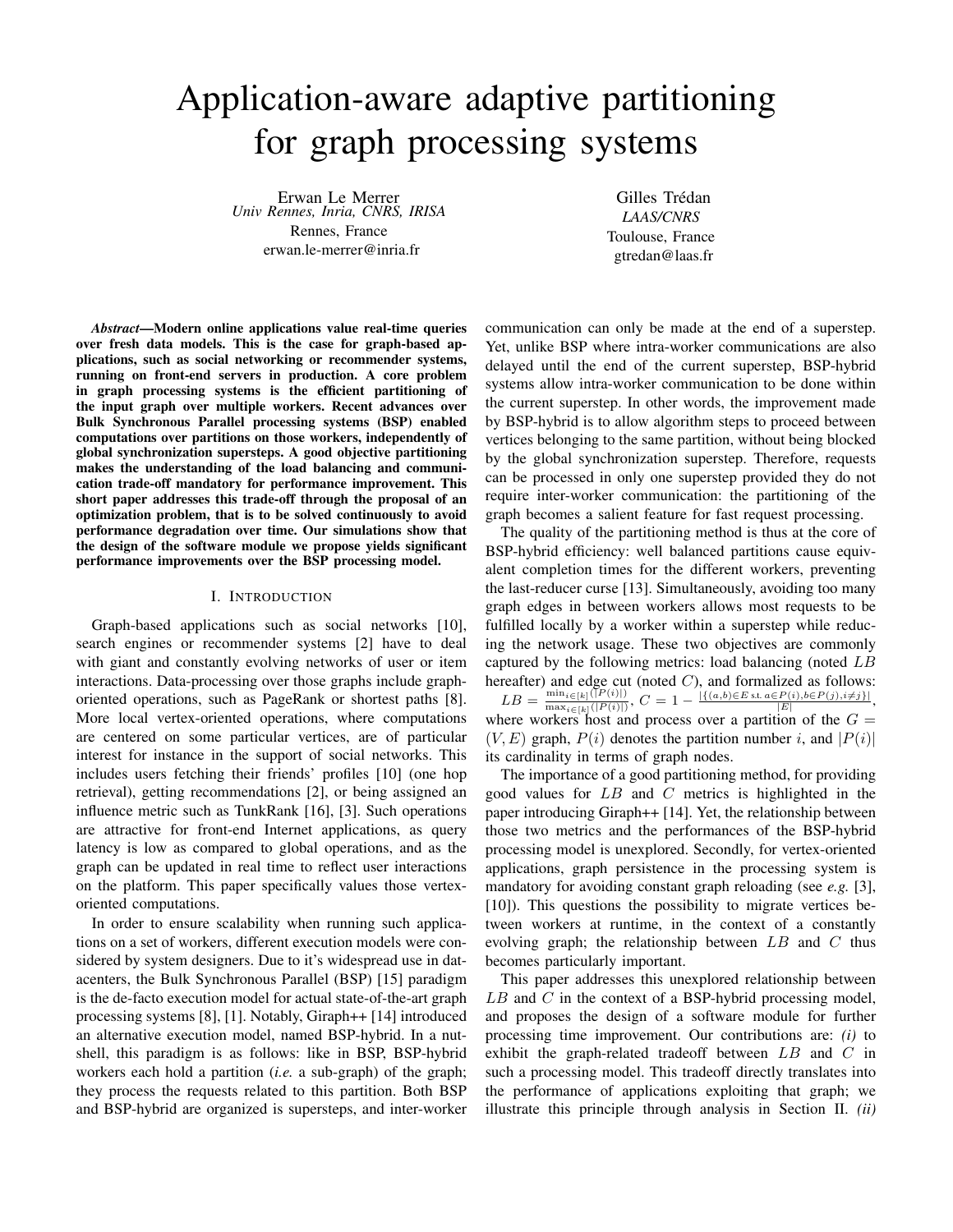# Application-aware adaptive partitioning for graph processing systems

Erwan Le Merrer
*Univ Rennes, Inria, CNRS, IRISA*
Rennes, France
erwan.le-merrer@inria.fr

Gilles Trédan
*LAAS/CNRS*
Toulouse, France
gtredan@laas.fr

***Abstract*—Modern online applications value real-time queries over fresh data models. This is the case for graph-based applications, such as social networking or recommender systems, running on front-end servers in production. A core problem in graph processing systems is the efficient partitioning of the input graph over multiple workers. Recent advances over Bulk Synchronous Parallel processing systems (BSP) enabled computations over partitions on those workers, independently of global synchronization supersteps. A good objective partitioning makes the understanding of the load balancing and communication trade-off mandatory for performance improvement. This short paper addresses this trade-off through the proposal of an optimization problem, that is to be solved continuously to avoid performance degradation over time. Our simulations show that the design of the software module we propose yields significant performance improvements over the BSP processing model.**

## I. Introduction

Graph-based applications such as social networks [10], search engines or recommender systems [2] have to deal with giant and constantly evolving networks of user or item interactions. Data-processing over those graphs include graph-oriented operations, such as PageRank or shortest paths [8]. More local vertex-oriented operations, where computations are centered on some particular vertices, are of particular interest for instance in the support of social networks. This includes users fetching their friends' profiles [10] (one hop retrieval), getting recommendations [2], or being assigned an influence metric such as TunkRank [16], [3]. Such operations are attractive for front-end Internet applications, as query latency is low as compared to global operations, and as the graph can be updated in real time to reflect user interactions on the platform. This paper specifically values those vertex-oriented computations.

In order to ensure scalability when running such applications on a set of workers, different execution models were considered by system designers. Due to it's widespread use in datacenters, the Bulk Synchronous Parallel (BSP) [15] paradigm is the de-facto execution model for actual state-of-the-art graph processing systems [8], [1]. Notably, Giraph++ [14] introduced an alternative execution model, named BSP-hybrid. In a nutshell, this paradigm is as follows: like in BSP, BSP-hybrid workers each hold a partition (*i.e.* a sub-graph) of the graph; they process the requests related to this partition. Both BSP and BSP-hybrid are organized is supersteps, and inter-worker communication can only be made at the end of a superstep. Yet, unlike BSP where intra-worker communications are also delayed until the end of the current superstep, BSP-hybrid systems allow intra-worker communication to be done within the current superstep. In other words, the improvement made by BSP-hybrid is to allow algorithm steps to proceed between vertices belonging to the same partition, without being blocked by the global synchronization superstep. Therefore, requests can be processed in only one superstep provided they do not require inter-worker communication: the partitioning of the graph becomes a salient feature for fast request processing.

The quality of the partitioning method is thus at the core of BSP-hybrid efficiency: well balanced partitions cause equivalent completion times for the different workers, preventing the last-reducer curse [13]. Simultaneously, avoiding too many graph edges in between workers allows most requests to be fulfilled locally by a worker within a superstep while reducing the network usage. These two objectives are commonly captured by the following metrics: load balancing (noted $LB$ hereafter) and edge cut (noted $C$), and formalized as follows: $LB = \frac{\min_{i\in[k]}(|P(i)|)}{\max_{i\in[k]}(|P(i)|)}$, $C = 1 - \frac{|\{(a,b)\in E \text{ s.t. } a\in P(i), b\in P(j), i\neq j\}|}{|E|}$, where workers host and process over a partition of the $G = (V, E)$ graph, $P(i)$ denotes the partition number $i$, and $|P(i)|$ its cardinality in terms of graph nodes.

The importance of a good partitioning method, for providing good values for $LB$ and $C$ metrics is highlighted in the paper introducing Giraph++ [14]. Yet, the relationship between those two metrics and the performances of the BSP-hybrid processing model is unexplored. Secondly, for vertex-oriented applications, graph persistence in the processing system is mandatory for avoiding constant graph reloading (see *e.g.* [3], [10]). This questions the possibility to migrate vertices between workers at runtime, in the context of a constantly evolving graph; the relationship between $LB$ and $C$ thus becomes particularly important.

This paper addresses this unexplored relationship between $LB$ and $C$ in the context of a BSP-hybrid processing model, and proposes the design of a software module for further processing time improvement. Our contributions are: *(i)* to exhibit the graph-related tradeoff between $LB$ and $C$ in such a processing model. This tradeoff directly translates into the performance of applications exploiting that graph; we illustrate this principle through analysis in Section II. *(ii)*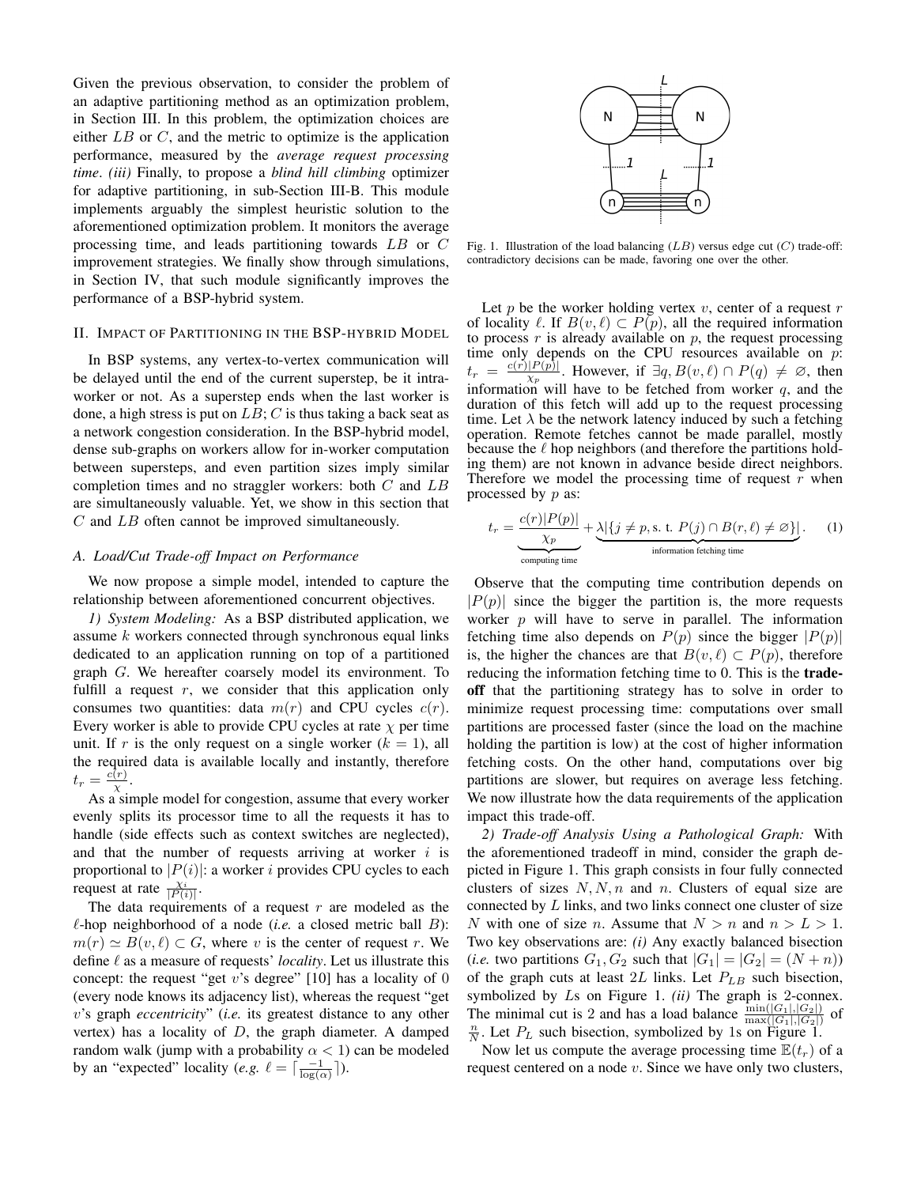Given the previous observation, to consider the problem of an adaptive partitioning method as an optimization problem, in Section III. In this problem, the optimization choices are either $LB$ or $C$, and the metric to optimize is the application performance, measured by the *average request processing time*. *(iii)* Finally, to propose a *blind hill climbing* optimizer for adaptive partitioning, in sub-Section III-B. This module implements arguably the simplest heuristic solution to the aforementioned optimization problem. It monitors the average processing time, and leads partitioning towards $LB$ or $C$ improvement strategies. We finally show through simulations, in Section IV, that such module significantly improves the performance of a BSP-hybrid system.

## II. Impact of Partitioning in the BSP-hybrid Model

In BSP systems, any vertex-to-vertex communication will be delayed until the end of the current superstep, be it intra-worker or not. As a superstep ends when the last worker is done, a high stress is put on $LB$; $C$ is thus taking a back seat as a network congestion consideration. In the BSP-hybrid model, dense sub-graphs on workers allow for in-worker computation between supersteps, and even partition sizes imply similar completion times and no straggler workers: both $C$ and $LB$ are simultaneously valuable. Yet, we show in this section that $C$ and $LB$ often cannot be improved simultaneously.

### A. Load/Cut Trade-off Impact on Performance

We now propose a simple model, intended to capture the relationship between aforementioned concurrent objectives.

*1) System Modeling:* As a BSP distributed application, we assume $k$ workers connected through synchronous equal links dedicated to an application running on top of a partitioned graph $G$. We hereafter coarsely model its environment. To fulfill a request $r$, we consider that this application only consumes two quantities: data $m(r)$ and CPU cycles $c(r)$. Every worker is able to provide CPU cycles at rate $\chi$ per time unit. If $r$ is the only request on a single worker ($k = 1$), all the required data is available locally and instantly, therefore $t_r = \frac{c(r)}{\chi}$.

As a simple model for congestion, assume that every worker evenly splits its processor time to all the requests it has to handle (side effects such as context switches are neglected), and that the number of requests arriving at worker $i$ is proportional to $|P(i)|$: a worker $i$ provides CPU cycles to each request at rate $\frac{\chi_i}{|P(i)|}$.

The data requirements of a request $r$ are modeled as the $\ell$-hop neighborhood of a node (*i.e.* a closed metric ball $B$): $m(r) \simeq B(v, \ell) \subset G$, where $v$ is the center of request $r$. We define $\ell$ as a measure of requests' *locality*. Let us illustrate this concept: the request "get $v$'s degree" [10] has a locality of 0 (every node knows its adjacency list), whereas the request "get $v$'s graph *eccentricity*" (*i.e.* its greatest distance to any other vertex) has a locality of $D$, the graph diameter. A damped random walk (jump with a probability $\alpha < 1$) can be modeled by an "expected" locality (*e.g.* $\ell = \lceil \frac{-1}{\log(\alpha)} \rceil$).

Fig. 1. Illustration of the load balancing ($LB$) versus edge cut ($C$) trade-off: contradictory decisions can be made, favoring one over the other.

Let $p$ be the worker holding vertex $v$, center of a request $r$ of locality $\ell$. If $B(v, \ell) \subset P(p)$, all the required information to process $r$ is already available on $p$, the request processing time only depends on the CPU resources available on $p$: $t_r = \frac{c(r)|P(p)|}{\chi_p}$. However, if $\exists q, B(v, \ell) \cap P(q) \neq \varnothing$, then information will have to be fetched from worker $q$, and the duration of this fetch will add up to the request processing time. Let $\lambda$ be the network latency induced by such a fetching operation. Remote fetches cannot be made parallel, mostly because the $\ell$ hop neighbors (and therefore the partitions holding them) are not known in advance beside direct neighbors. Therefore we model the processing time of request $r$ when processed by $p$ as:

$$t_r = \underbrace{\frac{c(r)|P(p)|}{\chi_p}}_{\text{computing time}} + \underbrace{\lambda |\{j \neq p, \text{s. t. } P(j) \cap B(r, \ell) \neq \varnothing\}|}_{\text{information fetching time}}. \quad (1)$$

Observe that the computing time contribution depends on $|P(p)|$ since the bigger the partition is, the more requests worker $p$ will have to serve in parallel. The information fetching time also depends on $P(p)$ since the bigger $|P(p)|$ is, the higher the chances are that $B(v, \ell) \subset P(p)$, therefore reducing the information fetching time to 0. This is the **trade-off** that the partitioning strategy has to solve in order to minimize request processing time: computations over small partitions are processed faster (since the load on the machine holding the partition is low) at the cost of higher information fetching costs. On the other hand, computations over big partitions are slower, but requires on average less fetching. We now illustrate how the data requirements of the application impact this trade-off.

*2) Trade-off Analysis Using a Pathological Graph:* With the aforementioned tradeoff in mind, consider the graph depicted in Figure 1. This graph consists in four fully connected clusters of sizes $N, N, n$ and $n$. Clusters of equal size are connected by $L$ links, and two links connect one cluster of size $N$ with one of size $n$. Assume that $N > n$ and $n > L > 1$. Two key observations are: *(i)* Any exactly balanced bisection (*i.e.* two partitions $G_1, G_2$ such that $|G_1| = |G_2| = (N + n)$) of the graph cuts at least $2L$ links. Let $P_{LB}$ such bisection, symbolized by $L$s on Figure 1. *(ii)* The graph is 2-connex. The minimal cut is 2 and has a load balance $\frac{\min(|G_1|,|G_2|)}{\max(|G_1|,|G_2|)}$ of $\frac{n}{N}$. Let $P_L$ such bisection, symbolized by 1s on Figure 1.

Now let us compute the average processing time $\mathbb{E}(t_r)$ of a request centered on a node $v$. Since we have only two clusters,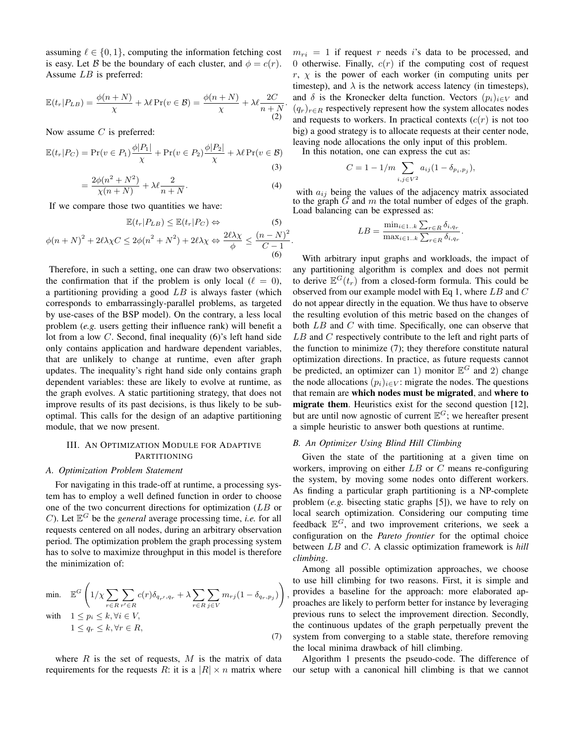assuming $\ell \in \{0, 1\}$, computing the information fetching cost is easy. Let $\mathcal{B}$ be the boundary of each cluster, and $\phi = c(r)$. Assume $LB$ is preferred:

$$\mathbb{E}(t_r|P_{LB}) = \frac{\phi(n+N)}{\chi} + \lambda\ell\Pr(v \in \mathcal{B}) = \frac{\phi(n+N)}{\chi} + \lambda\ell\frac{2C}{n+N}. \tag{2}$$

Now assume $C$ is preferred:

$$\mathbb{E}(t_r|P_C) = \Pr(v \in P_1)\frac{\phi|P_1|}{\chi} + \Pr(v \in P_2)\frac{\phi|P_2|}{\chi} + \lambda\ell\Pr(v \in \mathcal{B}) \tag{3}$$

$$= \frac{2\phi(n^2+N^2)}{\chi(n+N)} + \lambda\ell\frac{2}{n+N}. \tag{4}$$

If we compare those two quantities we have:

$$\mathbb{E}(t_r|P_{LB}) \leq \mathbb{E}(t_r|P_C) \Leftrightarrow \tag{5}$$

$$\phi(n+N)^2 + 2\ell\lambda\chi C \leq 2\phi(n^2+N^2) + 2\ell\lambda\chi \Leftrightarrow \frac{2\ell\lambda\chi}{\phi} \leq \frac{(n-N)^2}{C-1}. \tag{6}$$

Therefore, in such a setting, one can draw two observations: the confirmation that if the problem is only local ($\ell = 0$), a partitioning providing a good $LB$ is always faster (which corresponds to embarrassingly-parallel problems, as targeted by use-cases of the BSP model). On the contrary, a less local problem (*e.g.* users getting their influence rank) will benefit a lot from a low $C$. Second, final inequality (6)'s left hand side only contains application and hardware dependent variables, that are unlikely to change at runtime, even after graph updates. The inequality's right hand side only contains graph dependent variables: these are likely to evolve at runtime, as the graph evolves. A static partitioning strategy, that does not improve results of its past decisions, is thus likely to be sub-optimal. This calls for the design of an adaptive partitioning module, that we now present.

## III. An Optimization Module for Adaptive Partitioning

### A. Optimization Problem Statement

For navigating in this trade-off at runtime, a processing system has to employ a well defined function in order to choose one of the two concurrent directions for optimization ($LB$ or $C$). Let $\mathbb{E}^G$ be the *general* average processing time, *i.e.* for all requests centered on all nodes, during an arbitrary observation period. The optimization problem the graph processing system has to solve to maximize throughput in this model is therefore the minimization of:

$$\begin{aligned}
\text{min.} \quad & \mathbb{E}^G\left(1/\chi\sum_{r\in R}\sum_{r'\in R}c(r)\delta_{q_{r'},q_r} + \lambda\sum_{r\in R}\sum_{j\in V}m_{rj}(1-\delta_{q_r,p_j})\right), \\
\text{with} \quad & 1 \leq p_i \leq k, \forall i \in V, \\
& 1 \leq q_r \leq k, \forall r \in R,
\end{aligned} \tag{7}$$

where $R$ is the set of requests, $M$ is the matrix of data requirements for the requests $R$: it is a $|R| \times n$ matrix where $m_{ri} = 1$ if request $r$ needs $i$'s data to be processed, and 0 otherwise. Finally, $c(r)$ if the computing cost of request $r$, $\chi$ is the power of each worker (in computing units per timestep), and $\lambda$ is the network access latency (in timesteps), and $\delta$ is the Kronecker delta function. Vectors $(p_i)_{i\in V}$ and $(q_r)_{r\in R}$ respectively represent how the system allocates nodes and requests to workers. In practical contexts ($c(r)$ is not too big) a good strategy is to allocate requests at their center node, leaving node allocations the only input of this problem.

In this notation, one can express the cut as:

$$C = 1 - 1/m\sum_{i,j\in V^2}a_{ij}(1-\delta_{p_i,p_j}),$$

with $a_{ij}$ being the values of the adjacency matrix associated to the graph $G$ and $m$ the total number of edges of the graph. Load balancing can be expressed as:

$$LB = \frac{\min_{i\in 1..k}\sum_{r\in R}\delta_{i,q_r}}{\max_{i\in 1..k}\sum_{r\in R}\delta_{i,q_r}}.$$

With arbitrary input graphs and workloads, the impact of any partitioning algorithm is complex and does not permit to derive $\mathbb{E}^G(t_r)$ from a closed-form formula. This could be observed from our example model with Eq 1, where $LB$ and $C$ do not appear directly in the equation. We thus have to observe the resulting evolution of this metric based on the changes of both $LB$ and $C$ with time. Specifically, one can observe that $LB$ and $C$ respectively contribute to the left and right parts of the function to minimize (7); they therefore constitute natural optimization directions. In practice, as future requests cannot be predicted, an optimizer can 1) monitor $\mathbb{E}^G$ and 2) change the node allocations $(p_i)_{i\in V}$: migrate the nodes. The questions that remain are **which nodes must be migrated**, and **where to migrate them**. Heuristics exist for the second question [12], but are until now agnostic of current $\mathbb{E}^G$; we hereafter present a simple heuristic to answer both questions at runtime.

### B. An Optimizer Using Blind Hill Climbing

Given the state of the partitioning at a given time on workers, improving on either $LB$ or $C$ means re-configuring the system, by moving some nodes onto different workers. As finding a particular graph partitioning is a NP-complete problem (*e.g.* bisecting static graphs [5]), we have to rely on local search optimization. Considering our computing time feedback $\mathbb{E}^G$, and two improvement criterions, we seek a configuration on the *Pareto frontier* for the optimal choice between $LB$ and $C$. A classic optimization framework is *hill climbing*.

Among all possible optimization approaches, we choose to use hill climbing for two reasons. First, it is simple and provides a baseline for the approach: more elaborated approaches are likely to perform better for instance by leveraging previous runs to select the improvement direction. Secondly, the continuous updates of the graph perpetually prevent the system from converging to a stable state, therefore removing the local minima drawback of hill climbing.

Algorithm 1 presents the pseudo-code. The difference of our setup with a canonical hill climbing is that we cannot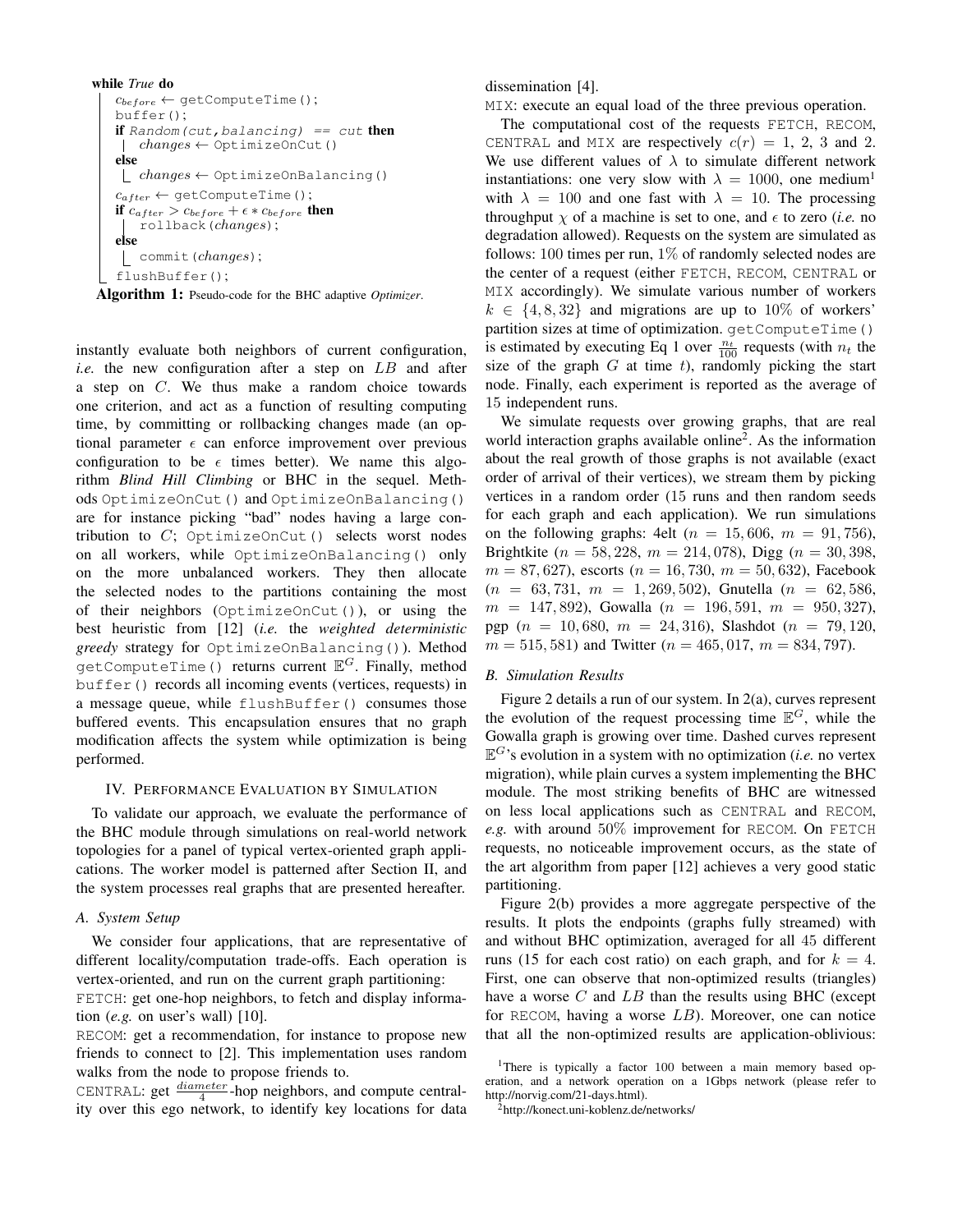```
while True do
    c_before ← getComputeTime();
    buffer();
    if Random(cut,balancing) == cut then
        changes ← OptimizeOnCut()
    else
        changes ← OptimizeOnBalancing()
    c_after ← getComputeTime();
    if c_after > c_before + ε * c_before then
        rollback(changes);
    else
        commit(changes);
    flushBuffer();
```

**Algorithm 1:** Pseudo-code for the BHC adaptive *Optimizer*.

instantly evaluate both neighbors of current configuration, *i.e.* the new configuration after a step on $LB$ and after a step on $C$. We thus make a random choice towards one criterion, and act as a function of resulting computing time, by committing or rollbacking changes made (an optional parameter $\epsilon$ can enforce improvement over previous configuration to be $\epsilon$ times better). We name this algorithm *Blind Hill Climbing* or BHC in the sequel. Methods `OptimizeOnCut()` and `OptimizeOnBalancing()` are for instance picking "bad" nodes having a large contribution to $C$; `OptimizeOnCut()` selects worst nodes on all workers, while `OptimizeOnBalancing()` only on the more unbalanced workers. They then allocate the selected nodes to the partitions containing the most of their neighbors (`OptimizeOnCut()`), or using the best heuristic from [12] (*i.e.* the *weighted deterministic greedy* strategy for `OptimizeOnBalancing()`). Method `getComputeTime()` returns current $\mathbb{E}^G$. Finally, method `buffer()` records all incoming events (vertices, requests) in a message queue, while `flushBuffer()` consumes those buffered events. This encapsulation ensures that no graph modification affects the system while optimization is being performed.

## IV. Performance Evaluation by Simulation

To validate our approach, we evaluate the performance of the BHC module through simulations on real-world network topologies for a panel of typical vertex-oriented graph applications. The worker model is patterned after Section II, and the system processes real graphs that are presented hereafter.

### A. System Setup

We consider four applications, that are representative of different locality/computation trade-offs. Each operation is vertex-oriented, and run on the current graph partitioning:

`FETCH`: get one-hop neighbors, to fetch and display information (*e.g.* on user's wall) [10].

`RECOM`: get a recommendation, for instance to propose new friends to connect to [2]. This implementation uses random walks from the node to propose friends to.

`CENTRAL`: get $\frac{diameter}{4}$-hop neighbors, and compute centrality over this ego network, to identify key locations for data dissemination [4].

`MIX`: execute an equal load of the three previous operation.

The computational cost of the requests `FETCH`, `RECOM`, `CENTRAL` and `MIX` are respectively $c(r) = 1$, 2, 3 and 2. We use different values of $\lambda$ to simulate different network instantiations: one very slow with $\lambda = 1000$, one medium[1] with $\lambda = 100$ and one fast with $\lambda = 10$. The processing throughput $\chi$ of a machine is set to one, and $\epsilon$ to zero (*i.e.* no degradation allowed). Requests on the system are simulated as follows: 100 times per run, $1\%$ of randomly selected nodes are the center of a request (either `FETCH`, `RECOM`, `CENTRAL` or `MIX` accordingly). We simulate various number of workers $k \in \{4, 8, 32\}$ and migrations are up to $10\%$ of workers' partition sizes at time of optimization. `getComputeTime()` is estimated by executing Eq 1 over $\frac{n_t}{100}$ requests (with $n_t$ the size of the graph $G$ at time $t$), randomly picking the start node. Finally, each experiment is reported as the average of 15 independent runs.

We simulate requests over growing graphs, that are real world interaction graphs available online[2]. As the information about the real growth of those graphs is not available (exact order of arrival of their vertices), we stream them by picking vertices in a random order (15 runs and then random seeds for each graph and each application). We run simulations on the following graphs: 4elt ($n = 15,606$, $m = 91,756$), Brightkite ($n = 58,228$, $m = 214,078$), Digg ($n = 30,398$, $m = 87,627$), escorts ($n = 16,730$, $m = 50,632$), Facebook ($n = 63,731$, $m = 1,269,502$), Gnutella ($n = 62,586$, $m = 147,892$), Gowalla ($n = 196,591$, $m = 950,327$), pgp ($n = 10,680$, $m = 24,316$), Slashdot ($n = 79,120$, $m = 515,581$) and Twitter ($n = 465,017$, $m = 834,797$).

### B. Simulation Results

Figure 2 details a run of our system. In 2(a), curves represent the evolution of the request processing time $\mathbb{E}^G$, while the Gowalla graph is growing over time. Dashed curves represent $\mathbb{E}^G$'s evolution in a system with no optimization (*i.e.* no vertex migration), while plain curves a system implementing the BHC module. The most striking benefits of BHC are witnessed on less local applications such as `CENTRAL` and `RECOM`, *e.g.* with around $50\%$ improvement for `RECOM`. On `FETCH` requests, no noticeable improvement occurs, as the state of the art algorithm from paper [12] achieves a very good static partitioning.

Figure 2(b) provides a more aggregate perspective of the results. It plots the endpoints (graphs fully streamed) with and without BHC optimization, averaged for all 45 different runs (15 for each cost ratio) on each graph, and for $k = 4$. First, one can observe that non-optimized results (triangles) have a worse $C$ and $LB$ than the results using BHC (except for `RECOM`, having a worse $LB$). Moreover, one can notice that all the non-optimized results are application-oblivious:

[1] There is typically a factor 100 between a main memory based operation, and a network operation on a 1Gbps network (please refer to http://norvig.com/21-days.html).

[2] http://konect.uni-koblenz.de/networks/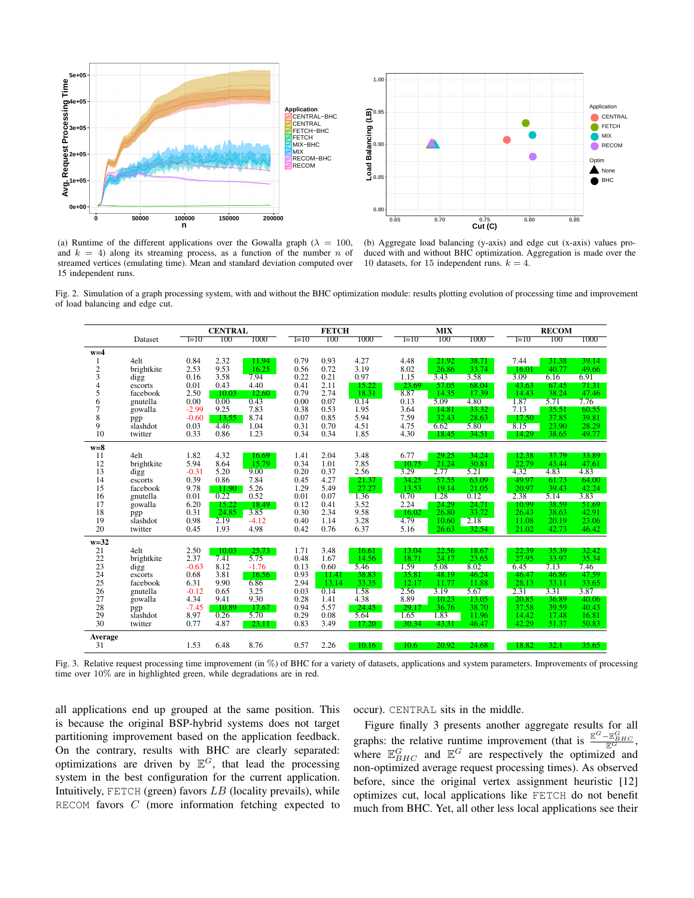(a) Runtime of the different applications over the Gowalla graph ($\lambda = 100$, and $k = 4$) along its streaming process, as a function of the number $n$ of streamed vertices (emulating time). Mean and standard deviation computed over 15 independent runs.

(b) Aggregate load balancing (y-axis) and edge cut (x-axis) values produced with and without BHC optimization. Aggregation is made over the 10 datasets, for 15 independent runs. $k = 4$.

Fig. 2. Simulation of a graph processing system, with and without the BHC optimization module: results plotting evolution of processing time and improvement of load balancing and edge cut.

| | Dataset | CENTRAL | | | FETCH | | | MIX | | | RECOM | | |
|---|---|---|---|---|---|---|---|---|---|---|---|---|---|
| | | l=10 | 100 | 1000 | l=10 | 100 | 1000 | l=10 | 100 | 1000 | l=10 | 100 | 1000 |
| **w=4** | | | | | | | | | | | | | |
| 1 | 4elt | 0.84 | 2.32 | 11.94 | 0.79 | 0.93 | 4.27 | 4.48 | 21.92 | 38.71 | 7.44 | 31.38 | 39.14 |
| 2 | brightkite | 2.53 | 9.53 | 16.25 | 0.56 | 0.72 | 3.19 | 8.02 | 26.86 | 33.74 | 16.01 | 40.77 | 49.66 |
| 3 | digg | 0.16 | 3.58 | 7.94 | 0.22 | 0.21 | 0.97 | 1.15 | 3.43 | 3.58 | 3.09 | 6.16 | 6.91 |
| 4 | escorts | 0.01 | 0.43 | 4.40 | 0.41 | 2.11 | 15.22 | 23.69 | 57.05 | 68.04 | 43.63 | 67.45 | 71.31 |
| 5 | facebook | 2.50 | 10.03 | 12.60 | 0.79 | 2.74 | 18.31 | 8.87 | 14.35 | 17.39 | 14.43 | 38.24 | 47.46 |
| 6 | gnutella | 0.00 | 0.00 | 0.43 | 0.00 | 0.07 | 0.14 | 0.13 | 5.09 | 4.80 | 1.87 | 5.71 | 7.76 |
| 7 | gowalla | -2.99 | 9.25 | 7.83 | 0.38 | 0.53 | 1.95 | 3.64 | 14.81 | 33.32 | 7.13 | 35.51 | 60.55 |
| 8 | pgp | -0.60 | 13.55 | 8.74 | 0.07 | 0.85 | 5.94 | 7.59 | 32.43 | 28.63 | 17.50 | 37.85 | 39.81 |
| 9 | slashdot | 0.03 | 4.46 | 1.04 | 0.31 | 0.70 | 4.51 | 4.75 | 6.62 | 5.80 | 8.15 | 23.90 | 28.29 |
| 10 | twitter | 0.33 | 0.86 | 1.23 | 0.34 | 0.34 | 1.85 | 4.30 | 18.45 | 34.51 | 14.29 | 38.65 | 49.77 |
| **w=8** | | | | | | | | | | | | | |
| 11 | 4elt | 1.82 | 4.32 | 16.69 | 1.41 | 2.04 | 3.48 | 6.77 | 29.25 | 34.24 | 12.38 | 37.79 | 33.89 |
| 12 | brightkite | 5.94 | 8.64 | 15.79 | 0.34 | 1.01 | 7.85 | 10.75 | 21.24 | 30.81 | 22.79 | 43.44 | 47.61 |
| 13 | digg | -0.31 | 5.20 | 9.00 | 0.20 | 0.37 | 2.56 | 3.29 | 2.77 | 5.21 | 4.32 | 4.83 | 4.83 |
| 14 | escorts | 0.39 | 0.86 | 7.84 | 0.45 | 4.27 | 21.37 | 34.25 | 57.55 | 63.09 | 49.97 | 61.73 | 64.00 |
| 15 | facebook | 9.78 | 11.90 | 5.26 | 1.29 | 5.49 | 27.27 | 13.53 | 19.14 | 21.05 | 20.97 | 39.43 | 42.24 |
| 16 | gnutella | 0.01 | 0.22 | 0.52 | 0.01 | 0.07 | 1.36 | 0.70 | 1.28 | 0.12 | 2.38 | 5.14 | 3.83 |
| 17 | gowalla | 6.20 | 15.22 | 18.49 | 0.12 | 0.41 | 3.52 | 2.24 | 24.29 | 24.71 | 10.99 | 38.59 | 51.69 |
| 18 | pgp | 0.31 | 24.85 | 3.85 | 0.30 | 2.34 | 9.58 | 16.02 | 26.80 | 33.72 | 26.43 | 38.63 | 42.91 |
| 19 | slashdot | 0.98 | 2.19 | -4.12 | 0.40 | 1.14 | 3.28 | 4.79 | 10.60 | 2.18 | 11.08 | 20.19 | 23.06 |
| 20 | twitter | 0.45 | 1.93 | 4.98 | 0.42 | 0.76 | 6.37 | 5.16 | 26.63 | 32.54 | 21.02 | 42.73 | 46.42 |
| **w=32** | | | | | | | | | | | | | |
| 21 | 4elt | 2.50 | 10.03 | 25.73 | 1.71 | 3.48 | 16.61 | 13.04 | 22.56 | 18.67 | 22.39 | 35.39 | 32.42 |
| 22 | brightkite | 2.37 | 7.41 | 5.75 | 0.48 | 1.67 | 14.56 | 18.71 | 24.17 | 23.65 | 27.95 | 33.97 | 35.34 |
| 23 | digg | -0.63 | 8.12 | -1.76 | 0.13 | 0.60 | 5.46 | 1.59 | 5.08 | 8.02 | 6.45 | 7.13 | 7.46 |
| 24 | escorts | 0.68 | 3.81 | 16.56 | 0.93 | 11.41 | 38.83 | 35.81 | 48.19 | 46.24 | 46.47 | 46.86 | 47.59 |
| 25 | facebook | 6.31 | 9.90 | 6.86 | 2.94 | 13.14 | 33.35 | 12.17 | 11.77 | 11.88 | 28.13 | 33.11 | 33.65 |
| 26 | gnutella | -0.12 | 0.65 | 3.25 | 0.03 | 0.14 | 1.58 | 2.56 | 3.19 | 5.67 | 2.31 | 3.31 | 3.87 |
| 27 | gowalla | 4.34 | 9.41 | 9.30 | 0.28 | 1.41 | 4.38 | 8.89 | 10.23 | 13.05 | 20.85 | 36.89 | 40.06 |
| 28 | pgp | -7.45 | 10.89 | 17.67 | 0.94 | 5.57 | 24.45 | 29.17 | 36.76 | 38.70 | 37.58 | 39.59 | 40.43 |
| 29 | slashdot | 8.97 | 0.26 | 5.70 | 0.29 | 0.08 | 5.64 | 1.65 | 1.83 | 11.96 | 14.42 | 17.48 | 16.81 |
| 30 | twitter | 0.77 | 4.87 | 23.11 | 0.83 | 3.49 | 17.20 | 30.34 | 43.31 | 46.47 | 42.29 | 51.37 | 50.83 |
| **Average** | | | | | | | | | | | | | |
| 31 | | 1.53 | 6.48 | 8.76 | 0.57 | 2.26 | 10.16 | 10.6 | 20.92 | 24.68 | 18.82 | 32.1 | 35.65 |

Fig. 3. Relative request processing time improvement (in %) of BHC for a variety of datasets, applications and system parameters. Improvements of processing time over 10% are in highlighted green, while degradations are in red.

all applications end up grouped at the same position. This is because the original BSP-hybrid systems does not target partitioning improvement based on the application feedback. On the contrary, results with BHC are clearly separated: optimizations are driven by $\mathbb{E}^G$, that lead the processing system in the best configuration for the current application. Intuitively, FETCH (green) favors $LB$ (locality prevails), while RECOM favors $C$ (more information fetching expected to occur). CENTRAL sits in the middle.

Figure finally 3 presents another aggregate results for all graphs: the relative runtime improvement (that is $\frac{\mathbb{E}^G - \mathbb{E}^G_{BHC}}{\mathbb{E}^G}$, where $\mathbb{E}^G_{BHC}$ and $\mathbb{E}^G$ are respectively the optimized and non-optimized average request processing times). As observed before, since the original vertex assignment heuristic [12] optimizes cut, local applications like FETCH do not benefit much from BHC. Yet, all other less local applications see their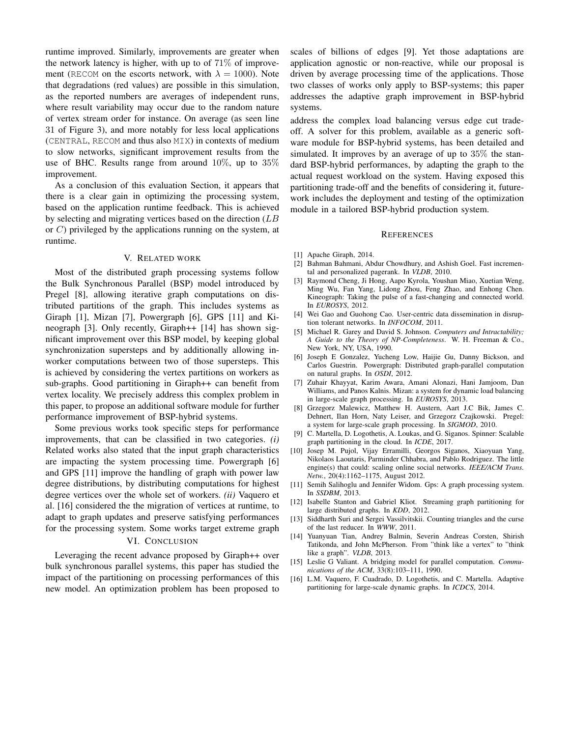runtime improved. Similarly, improvements are greater when the network latency is higher, with up to of $71\%$ of improvement (RECOM on the escorts network, with $\lambda = 1000$). Note that degradations (red values) are possible in this simulation, as the reported numbers are averages of independent runs, where result variability may occur due to the random nature of vertex stream order for instance. On average (as seen line 31 of Figure 3), and more notably for less local applications (CENTRAL, RECOM and thus also MIX) in contexts of medium to slow networks, significant improvement results from the use of BHC. Results range from around $10\%$, up to $35\%$ improvement.

As a conclusion of this evaluation Section, it appears that there is a clear gain in optimizing the processing system, based on the application runtime feedback. This is achieved by selecting and migrating vertices based on the direction ($LB$ or $C$) privileged by the applications running on the system, at runtime.

## V. Related work

Most of the distributed graph processing systems follow the Bulk Synchronous Parallel (BSP) model introduced by Pregel [8], allowing iterative graph computations on distributed partitions of the graph. This includes systems as Giraph [1], Mizan [7], Powergraph [6], GPS [11] and Kineograph [3]. Only recently, Giraph++ [14] has shown significant improvement over this BSP model, by keeping global synchronization supersteps and by additionally allowing in-worker computations between two of those supersteps. This is achieved by considering the vertex partitions on workers as sub-graphs. Good partitioning in Giraph++ can benefit from vertex locality. We precisely address this complex problem in this paper, to propose an additional software module for further performance improvement of BSP-hybrid systems.

Some previous works took specific steps for performance improvements, that can be classified in two categories. *(i)* Related works also stated that the input graph characteristics are impacting the system processing time. Powergraph [6] and GPS [11] improve the handling of graph with power law degree distributions, by distributing computations for highest degree vertices over the whole set of workers. *(ii)* Vaquero et al. [16] considered the the migration of vertices at runtime, to adapt to graph updates and preserve satisfying performances for the processing system. Some works target extreme graph scales of billions of edges [9]. Yet those adaptations are application agnostic or non-reactive, while our proposal is driven by average processing time of the applications. Those two classes of works only apply to BSP-systems; this paper addresses the adaptive graph improvement in BSP-hybrid systems.

## VI. Conclusion

Leveraging the recent advance proposed by Giraph++ over bulk synchronous parallel systems, this paper has studied the impact of the partitioning on processing performances of this new model. An optimization problem has been proposed to address the complex load balancing versus edge cut trade-off. A solver for this problem, available as a generic software module for BSP-hybrid systems, has been detailed and simulated. It improves by an average of up to $35\%$ the standard BSP-hybrid performances, by adapting the graph to the actual request workload on the system. Having exposed this partitioning trade-off and the benefits of considering it, future-work includes the deployment and testing of the optimization module in a tailored BSP-hybrid production system.

## References

[1] Apache Giraph, 2014.

[2] Bahman Bahmani, Abdur Chowdhury, and Ashish Goel. Fast incremental and personalized pagerank. In *VLDB*, 2010.

[3] Raymond Cheng, Ji Hong, Aapo Kyrola, Youshan Miao, Xuetian Weng, Ming Wu, Fan Yang, Lidong Zhou, Feng Zhao, and Enhong Chen. Kineograph: Taking the pulse of a fast-changing and connected world. In *EUROSYS*, 2012.

[4] Wei Gao and Guohong Cao. User-centric data dissemination in disruption tolerant networks. In *INFOCOM*, 2011.

[5] Michael R. Garey and David S. Johnson. *Computers and Intractability; A Guide to the Theory of NP-Completeness*. W. H. Freeman & Co., New York, NY, USA, 1990.

[6] Joseph E Gonzalez, Yucheng Low, Haijie Gu, Danny Bickson, and Carlos Guestrin. Powergraph: Distributed graph-parallel computation on natural graphs. In *OSDI*, 2012.

[7] Zuhair Khayyat, Karim Awara, Amani Alonazi, Hani Jamjoom, Dan Williams, and Panos Kalnis. Mizan: a system for dynamic load balancing in large-scale graph processing. In *EUROSYS*, 2013.

[8] Grzegorz Malewicz, Matthew H. Austern, Aart J.C Bik, James C. Dehnert, Ilan Horn, Naty Leiser, and Grzegorz Czajkowski. Pregel: a system for large-scale graph processing. In *SIGMOD*, 2010.

[9] C. Martella, D. Logothetis, A. Loukas, and G. Siganos. Spinner: Scalable graph partitioning in the cloud. In *ICDE*, 2017.

[10] Josep M. Pujol, Vijay Erramilli, Georgos Siganos, Xiaoyuan Yang, Nikolaos Laoutaris, Parminder Chhabra, and Pablo Rodriguez. The little engine(s) that could: scaling online social networks. *IEEE/ACM Trans. Netw.*, 20(4):1162–1175, August 2012.

[11] Semih Salihoglu and Jennifer Widom. Gps: A graph processing system. In *SSDBM*, 2013.

[12] Isabelle Stanton and Gabriel Kliot. Streaming graph partitioning for large distributed graphs. In *KDD*, 2012.

[13] Siddharth Suri and Sergei Vassilvitskii. Counting triangles and the curse of the last reducer. In *WWW*, 2011.

[14] Yuanyuan Tian, Andrey Balmin, Severin Andreas Corsten, Shirish Tatikonda, and John McPherson. From "think like a vertex" to "think like a graph". *VLDB*, 2013.

[15] Leslie G Valiant. A bridging model for parallel computation. *Communications of the ACM*, 33(8):103–111, 1990.

[16] L.M. Vaquero, F. Cuadrado, D. Logothetis, and C. Martella. Adaptive partitioning for large-scale dynamic graphs. In *ICDCS*, 2014.